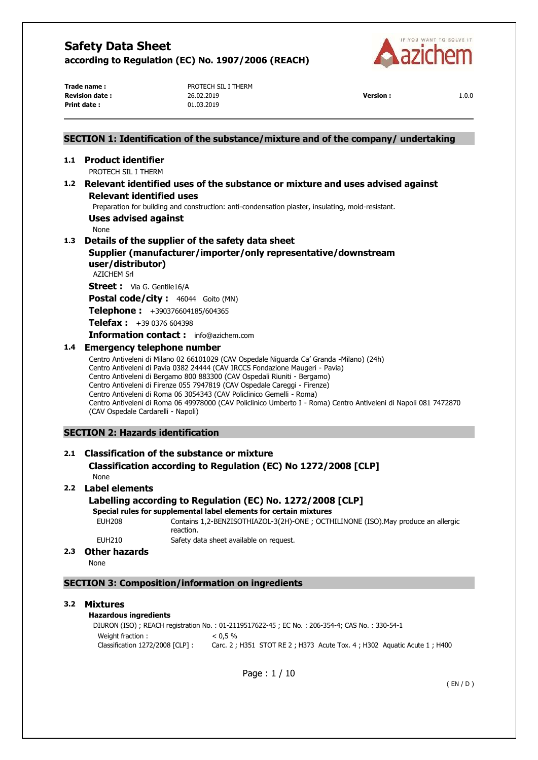# Safety Data Sheet

**according to Regulation (EC) No. 1907/2006 (REACH)**

| | | | |
|---|---|---|---|
| **Trade name :** | PROTECH SIL I THERM | | |
| **Revision date :** | 26.02.2019 | **Version :** | 1.0.0 |
| **Print date :** | 01.03.2019 | | |

## SECTION 1: Identification of the substance/mixture and of the company/ undertaking

### 1.1 Product identifier

PROTECH SIL I THERM

### 1.2 Relevant identified uses of the substance or mixture and uses advised against

#### Relevant identified uses

Preparation for building and construction: anti-condensation plaster, insulating, mold-resistant.

#### Uses advised against

None

### 1.3 Details of the supplier of the safety data sheet

#### Supplier (manufacturer/importer/only representative/downstream user/distributor)

AZICHEM Srl

**Street :** Via G. Gentile16/A

**Postal code/city :** 46044 Goito (MN)

**Telephone :** +390376604185/604365

**Telefax :** +39 0376 604398

**Information contact :** info@azichem.com

### 1.4 Emergency telephone number

Centro Antiveleni di Milano 02 66101029 (CAV Ospedale Niguarda Ca' Granda -Milano) (24h)
Centro Antiveleni di Pavia 0382 24444 (CAV IRCCS Fondazione Maugeri - Pavia)
Centro Antiveleni di Bergamo 800 883300 (CAV Ospedali Riuniti - Bergamo)
Centro Antiveleni di Firenze 055 7947819 (CAV Ospedale Careggi - Firenze)
Centro Antiveleni di Roma 06 3054343 (CAV Policlinico Gemelli - Roma)
Centro Antiveleni di Roma 06 49978000 (CAV Policlinico Umberto I - Roma) Centro Antiveleni di Napoli 081 7472870 (CAV Ospedale Cardarelli - Napoli)

## SECTION 2: Hazards identification

### 2.1 Classification of the substance or mixture

#### Classification according to Regulation (EC) No 1272/2008 [CLP]

None

### 2.2 Label elements

#### Labelling according to Regulation (EC) No. 1272/2008 [CLP]

**Special rules for supplemental label elements for certain mixtures**

| | |
|---|---|
| EUH208 | Contains 1,2-BENZISOTHIAZOL-3(2H)-ONE ; OCTHILINONE (ISO).May produce an allergic reaction. |
| EUH210 | Safety data sheet available on request. |

### 2.3 Other hazards

None

## SECTION 3: Composition/information on ingredients

### 3.2 Mixtures

**Hazardous ingredients**

DIURON (ISO) ; REACH registration No. : 01-2119517622-45 ; EC No. : 206-354-4; CAS No. : 330-54-1

| | |
|---|---|
| Weight fraction : | < 0,5 % |
| Classification 1272/2008 [CLP] : | Carc. 2 ; H351 STOT RE 2 ; H373 Acute Tox. 4 ; H302 Aquatic Acute 1 ; H400 |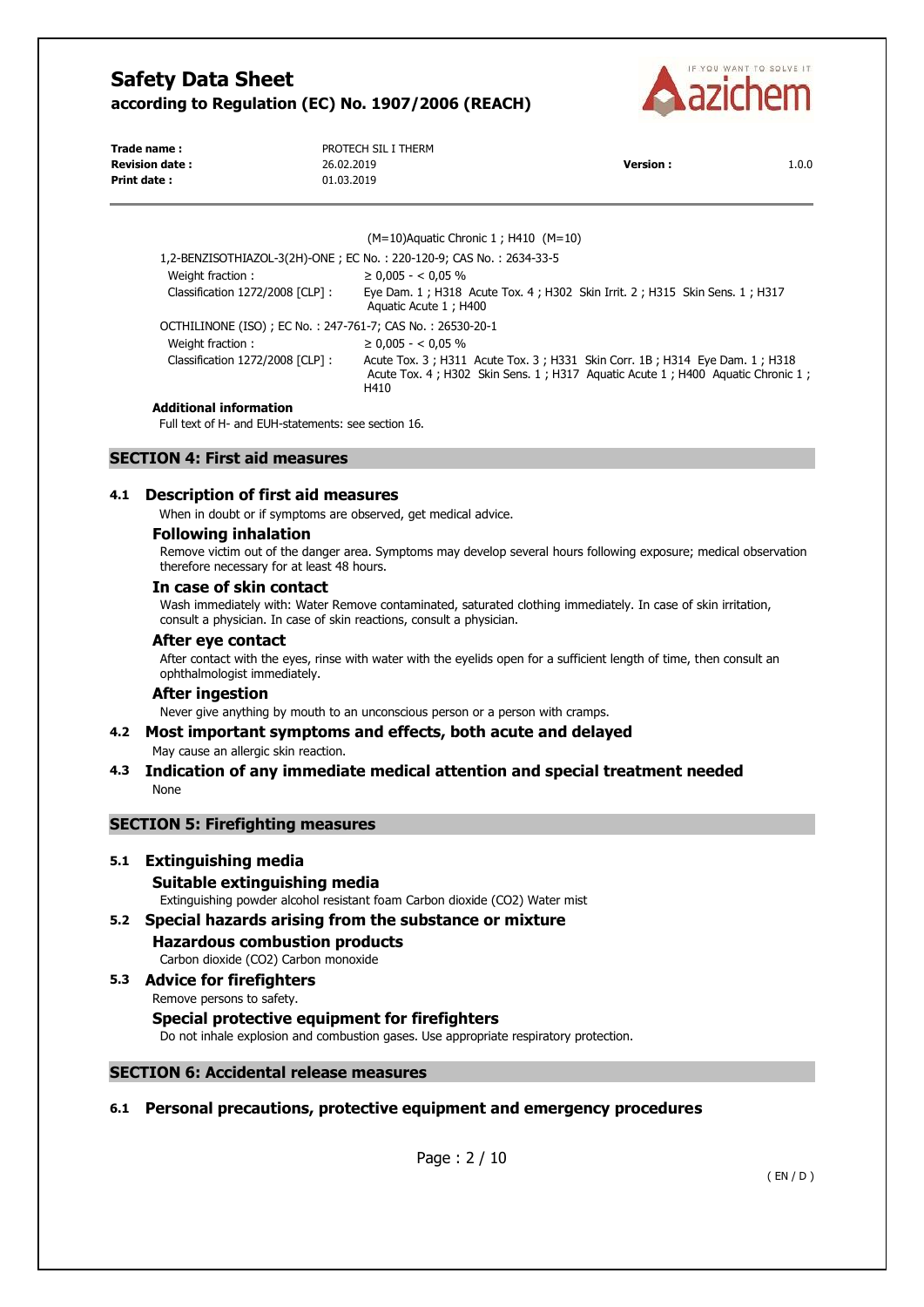(M=10)Aquatic Chronic 1 ; H410 (M=10)

1,2-BENZISOTHIAZOL-3(2H)-ONE ; EC No. : 220-120-9; CAS No. : 2634-33-5

Weight fraction : ≥ 0,005 - < 0,05 %

Classification 1272/2008 [CLP] : Eye Dam. 1 ; H318 Acute Tox. 4 ; H302 Skin Irrit. 2 ; H315 Skin Sens. 1 ; H317 Aquatic Acute 1 ; H400

OCTHILINONE (ISO) ; EC No. : 247-761-7; CAS No. : 26530-20-1

Weight fraction : ≥ 0,005 - < 0,05 %

Classification 1272/2008 [CLP] : Acute Tox. 3 ; H311 Acute Tox. 3 ; H331 Skin Corr. 1B ; H314 Eye Dam. 1 ; H318 Acute Tox. 4 ; H302 Skin Sens. 1 ; H317 Aquatic Acute 1 ; H400 Aquatic Chronic 1 ; H410

**Additional information**

Full text of H- and EUH-statements: see section 16.

## SECTION 4: First aid measures

### 4.1 Description of first aid measures

When in doubt or if symptoms are observed, get medical advice.

#### Following inhalation

Remove victim out of the danger area. Symptoms may develop several hours following exposure; medical observation therefore necessary for at least 48 hours.

#### In case of skin contact

Wash immediately with: Water Remove contaminated, saturated clothing immediately. In case of skin irritation, consult a physician. In case of skin reactions, consult a physician.

#### After eye contact

After contact with the eyes, rinse with water with the eyelids open for a sufficient length of time, then consult an ophthalmologist immediately.

#### After ingestion

Never give anything by mouth to an unconscious person or a person with cramps.

### 4.2 Most important symptoms and effects, both acute and delayed

May cause an allergic skin reaction.

### 4.3 Indication of any immediate medical attention and special treatment needed

None

## SECTION 5: Firefighting measures

### 5.1 Extinguishing media

#### Suitable extinguishing media

Extinguishing powder alcohol resistant foam Carbon dioxide ($CO_2$) Water mist

### 5.2 Special hazards arising from the substance or mixture

#### Hazardous combustion products

Carbon dioxide ($CO_2$) Carbon monoxide

### 5.3 Advice for firefighters

Remove persons to safety.

#### Special protective equipment for firefighters

Do not inhale explosion and combustion gases. Use appropriate respiratory protection.

## SECTION 6: Accidental release measures

### 6.1 Personal precautions, protective equipment and emergency procedures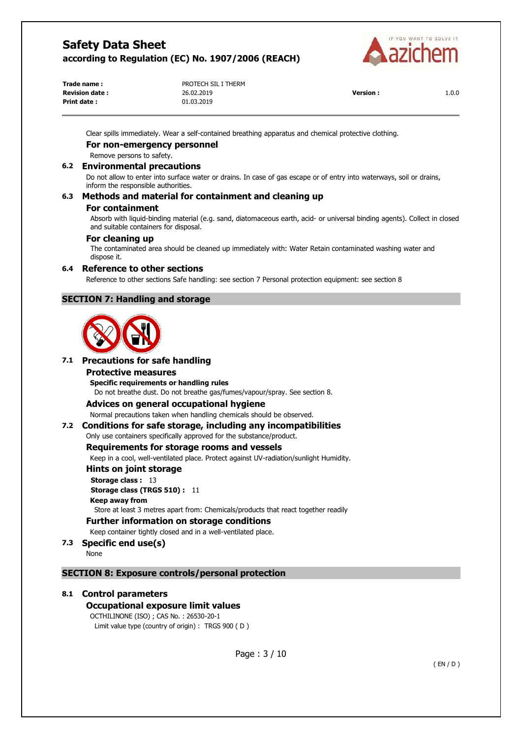Clear spills immediately. Wear a self-contained breathing apparatus and chemical protective clothing.

### For non-emergency personnel

Remove persons to safety.

### 6.2 Environmental precautions

Do not allow to enter into surface water or drains. In case of gas escape or of entry into waterways, soil or drains, inform the responsible authorities.

### 6.3 Methods and material for containment and cleaning up

#### For containment

Absorb with liquid-binding material (e.g. sand, diatomaceous earth, acid- or universal binding agents). Collect in closed and suitable containers for disposal.

#### For cleaning up

The contaminated area should be cleaned up immediately with: Water Retain contaminated washing water and dispose it.

### 6.4 Reference to other sections

Reference to other sections Safe handling: see section 7 Personal protection equipment: see section 8

## SECTION 7: Handling and storage

### 7.1 Precautions for safe handling

#### Protective measures

**Specific requirements or handling rules**

Do not breathe dust. Do not breathe gas/fumes/vapour/spray. See section 8.

#### Advices on general occupational hygiene

Normal precautions taken when handling chemicals should be observed.

### 7.2 Conditions for safe storage, including any incompatibilities

Only use containers specifically approved for the substance/product.

#### Requirements for storage rooms and vessels

Keep in a cool, well-ventilated place. Protect against UV-radiation/sunlight Humidity.

#### Hints on joint storage

**Storage class :** 13

**Storage class (TRGS 510) :** 11

**Keep away from**

Store at least 3 metres apart from: Chemicals/products that react together readily

#### Further information on storage conditions

Keep container tightly closed and in a well-ventilated place.

### 7.3 Specific end use(s)

None

## SECTION 8: Exposure controls/personal protection

### 8.1 Control parameters

#### Occupational exposure limit values

OCTHILINONE (ISO) ; CAS No. : 26530-20-1

Limit value type (country of origin) : TRGS 900 ( D )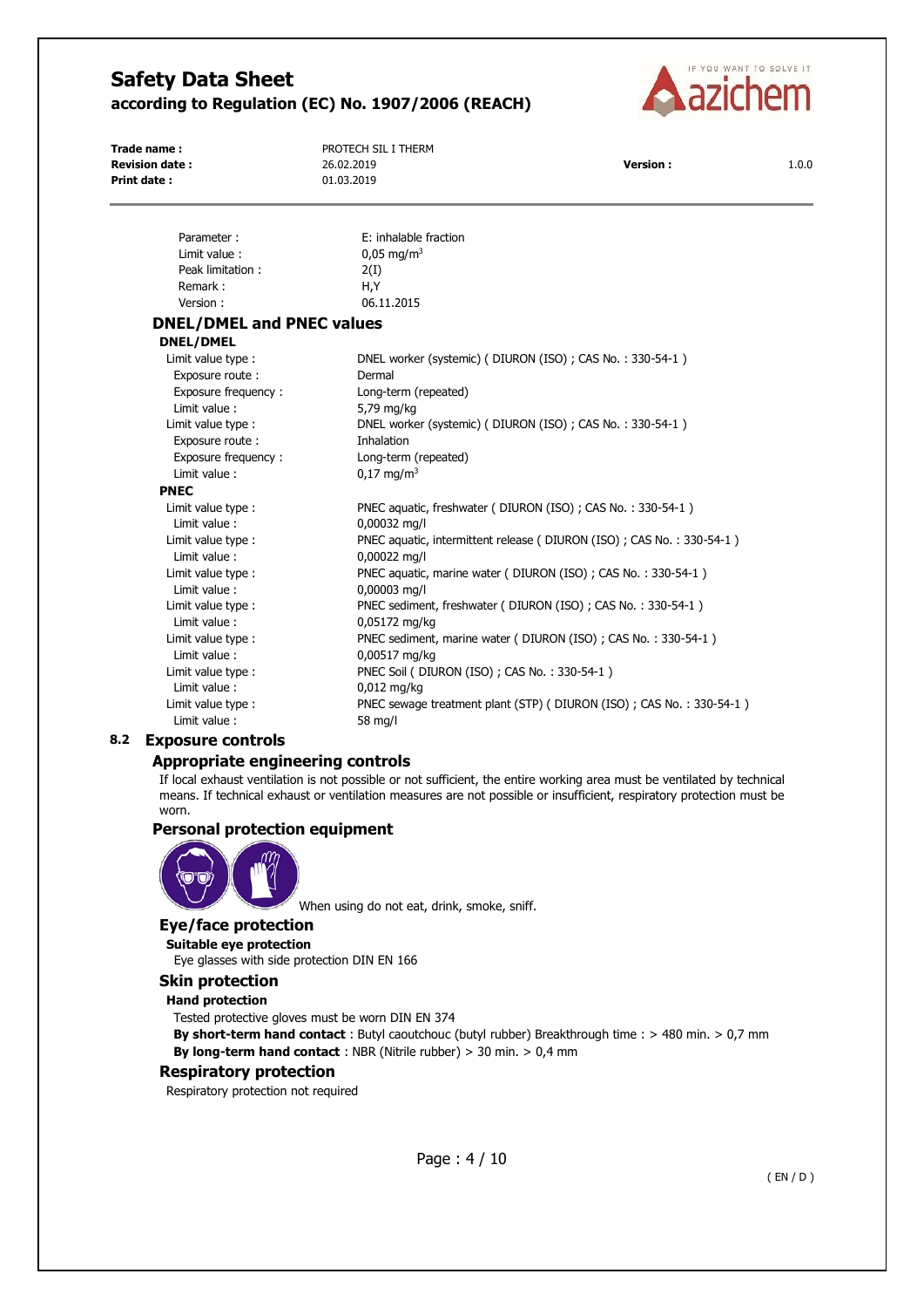| | |
|---|---|
| Parameter : | E: inhalable fraction |
| Limit value : | 0,05 mg/m$^3$ |
| Peak limitation : | 2(I) |
| Remark : | H,Y |
| Version : | 06.11.2015 |

### DNEL/DMEL and PNEC values

#### DNEL/DMEL

| | |
|---|---|
| Limit value type : | DNEL worker (systemic) ( DIURON (ISO) ; CAS No. : 330-54-1 ) |
| Exposure route : | Dermal |
| Exposure frequency : | Long-term (repeated) |
| Limit value : | 5,79 mg/kg |
| Limit value type : | DNEL worker (systemic) ( DIURON (ISO) ; CAS No. : 330-54-1 ) |
| Exposure route : | Inhalation |
| Exposure frequency : | Long-term (repeated) |
| Limit value : | 0,17 mg/m$^3$ |

#### PNEC

| | |
|---|---|
| Limit value type : | PNEC aquatic, freshwater ( DIURON (ISO) ; CAS No. : 330-54-1 ) |
| Limit value : | 0,00032 mg/l |
| Limit value type : | PNEC aquatic, intermittent release ( DIURON (ISO) ; CAS No. : 330-54-1 ) |
| Limit value : | 0,00022 mg/l |
| Limit value type : | PNEC aquatic, marine water ( DIURON (ISO) ; CAS No. : 330-54-1 ) |
| Limit value : | 0,00003 mg/l |
| Limit value type : | PNEC sediment, freshwater ( DIURON (ISO) ; CAS No. : 330-54-1 ) |
| Limit value : | 0,05172 mg/kg |
| Limit value type : | PNEC sediment, marine water ( DIURON (ISO) ; CAS No. : 330-54-1 ) |
| Limit value : | 0,00517 mg/kg |
| Limit value type : | PNEC Soil ( DIURON (ISO) ; CAS No. : 330-54-1 ) |
| Limit value : | 0,012 mg/kg |
| Limit value type : | PNEC sewage treatment plant (STP) ( DIURON (ISO) ; CAS No. : 330-54-1 ) |
| Limit value : | 58 mg/l |

## 8.2 Exposure controls

### Appropriate engineering controls

If local exhaust ventilation is not possible or not sufficient, the entire working area must be ventilated by technical means. If technical exhaust or ventilation measures are not possible or insufficient, respiratory protection must be worn.

### Personal protection equipment

When using do not eat, drink, smoke, sniff.

### Eye/face protection

**Suitable eye protection**

Eye glasses with side protection DIN EN 166

### Skin protection

**Hand protection**

Tested protective gloves must be worn DIN EN 374

**By short-term hand contact** : Butyl caoutchouc (butyl rubber) Breakthrough time : > 480 min. > 0,7 mm

**By long-term hand contact** : NBR (Nitrile rubber) > 30 min. > 0,4 mm

### Respiratory protection

Respiratory protection not required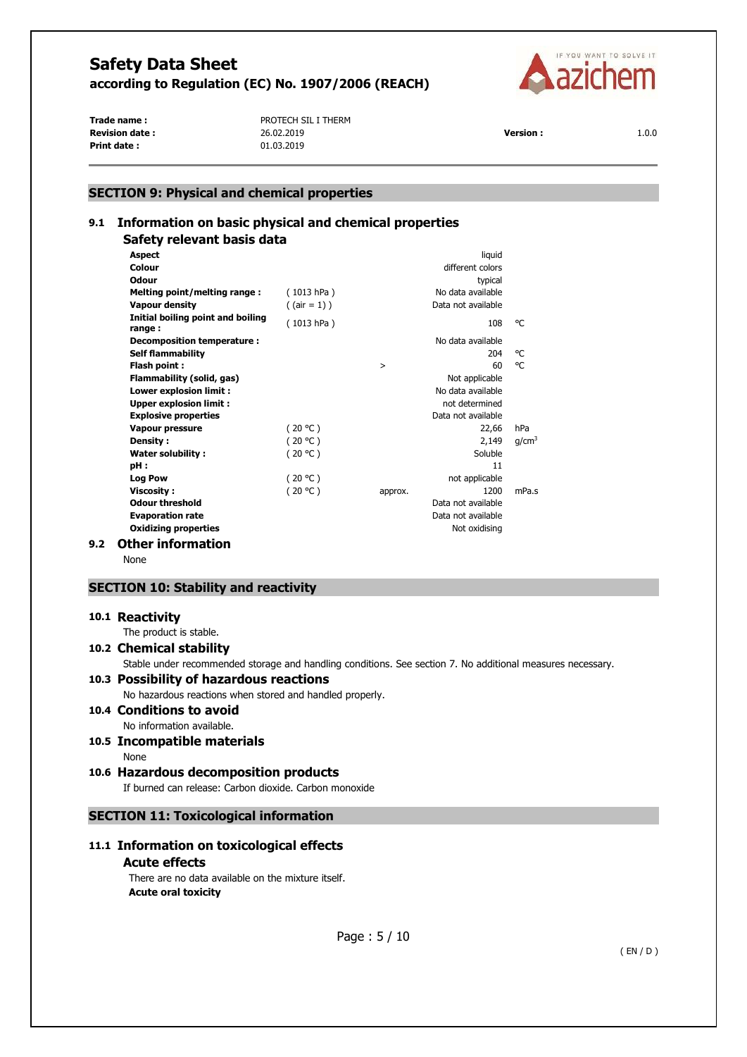## SECTION 9: Physical and chemical properties

### 9.1 Information on basic physical and chemical properties

#### Safety relevant basis data

| Property | Condition | | Value | Unit |
|---|---|---|---|---|
| **Aspect** | | | liquid | |
| **Colour** | | | different colors | |
| **Odour** | | | typical | |
| **Melting point/melting range :** | ( 1013 hPa ) | | No data available | |
| **Vapour density** | ( (air = 1) ) | | Data not available | |
| **Initial boiling point and boiling range :** | ( 1013 hPa ) | | 108 | °C |
| **Decomposition temperature :** | | | No data available | |
| **Self flammability** | | | 204 | °C |
| **Flash point :** | | > | 60 | °C |
| **Flammability (solid, gas)** | | | Not applicable | |
| **Lower explosion limit :** | | | No data available | |
| **Upper explosion limit :** | | | not determined | |
| **Explosive properties** | | | Data not available | |
| **Vapour pressure** | ( 20 °C ) | | 22,66 | hPa |
| **Density :** | ( 20 °C ) | | 2,149 | g/cm³ |
| **Water solubility :** | ( 20 °C ) | | Soluble | |
| **pH :** | | | 11 | |
| **Log Pow** | ( 20 °C ) | | not applicable | |
| **Viscosity :** | ( 20 °C ) | approx. | 1200 | mPa.s |
| **Odour threshold** | | | Data not available | |
| **Evaporation rate** | | | Data not available | |
| **Oxidizing properties** | | | Not oxidising | |

### 9.2 Other information

None

## SECTION 10: Stability and reactivity

### 10.1 Reactivity

The product is stable.

### 10.2 Chemical stability

Stable under recommended storage and handling conditions. See section 7. No additional measures necessary.

### 10.3 Possibility of hazardous reactions

No hazardous reactions when stored and handled properly.

### 10.4 Conditions to avoid

No information available.

### 10.5 Incompatible materials

None

### 10.6 Hazardous decomposition products

If burned can release: Carbon dioxide. Carbon monoxide

## SECTION 11: Toxicological information

### 11.1 Information on toxicological effects

#### Acute effects

There are no data available on the mixture itself.

**Acute oral toxicity**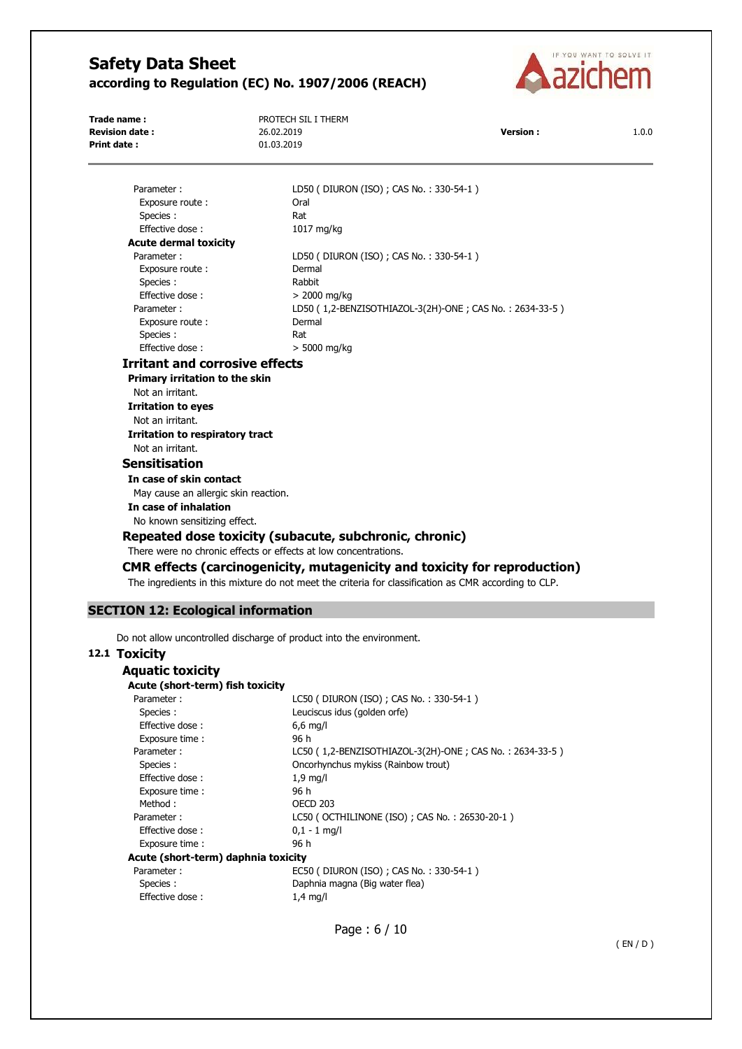| | |
|---|---|
| Parameter : | LD50 ( DIURON (ISO) ; CAS No. : 330-54-1 ) |
| Exposure route : | Oral |
| Species : | Rat |
| Effective dose : | 1017 mg/kg |

**Acute dermal toxicity**

| | |
|---|---|
| Parameter : | LD50 ( DIURON (ISO) ; CAS No. : 330-54-1 ) |
| Exposure route : | Dermal |
| Species : | Rabbit |
| Effective dose : | > 2000 mg/kg |
| Parameter : | LD50 ( 1,2-BENZISOTHIAZOL-3(2H)-ONE ; CAS No. : 2634-33-5 ) |
| Exposure route : | Dermal |
| Species : | Rat |
| Effective dose : | > 5000 mg/kg |

### Irritant and corrosive effects

**Primary irritation to the skin**

Not an irritant.

**Irritation to eyes**

Not an irritant.

**Irritation to respiratory tract**

Not an irritant.

### Sensitisation

**In case of skin contact**

May cause an allergic skin reaction.

**In case of inhalation**

No known sensitizing effect.

### Repeated dose toxicity (subacute, subchronic, chronic)

There were no chronic effects or effects at low concentrations.

### CMR effects (carcinogenicity, mutagenicity and toxicity for reproduction)

The ingredients in this mixture do not meet the criteria for classification as CMR according to CLP.

## SECTION 12: Ecological information

Do not allow uncontrolled discharge of product into the environment.

### 12.1 Toxicity

### Aquatic toxicity

**Acute (short-term) fish toxicity**

| | |
|---|---|
| Parameter : | LC50 ( DIURON (ISO) ; CAS No. : 330-54-1 ) |
| Species : | Leuciscus idus (golden orfe) |
| Effective dose : | 6,6 mg/l |
| Exposure time : | 96 h |
| Parameter : | LC50 ( 1,2-BENZISOTHIAZOL-3(2H)-ONE ; CAS No. : 2634-33-5 ) |
| Species : | Oncorhynchus mykiss (Rainbow trout) |
| Effective dose : | 1,9 mg/l |
| Exposure time : | 96 h |
| Method : | OECD 203 |
| Parameter : | LC50 ( OCTHILINONE (ISO) ; CAS No. : 26530-20-1 ) |
| Effective dose : | 0,1 - 1 mg/l |
| Exposure time : | 96 h |

**Acute (short-term) daphnia toxicity**

| | |
|---|---|
| Parameter : | EC50 ( DIURON (ISO) ; CAS No. : 330-54-1 ) |
| Species : | Daphnia magna (Big water flea) |
| Effective dose : | 1,4 mg/l |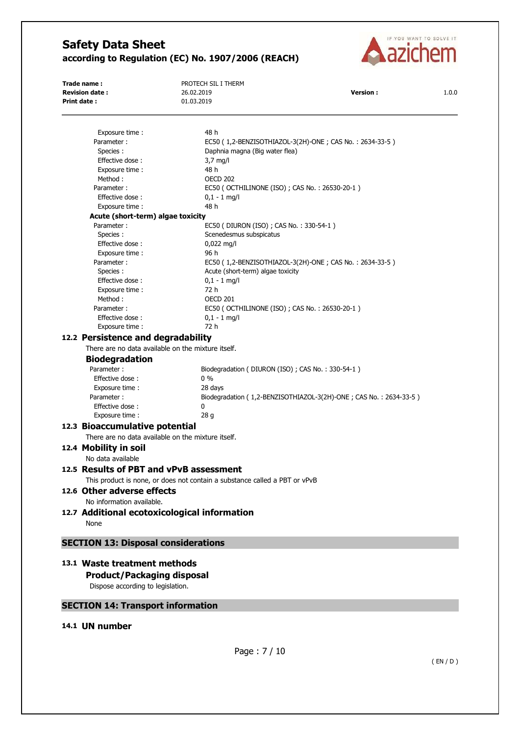Exposure time : 48 h

Parameter : EC50 ( 1,2-BENZISOTHIAZOL-3(2H)-ONE ; CAS No. : 2634-33-5 )
Species : Daphnia magna (Big water flea)
Effective dose : 3,7 mg/l
Exposure time : 48 h
Method : OECD 202

Parameter : EC50 ( OCTHILINONE (ISO) ; CAS No. : 26530-20-1 )
Effective dose : 0,1 - 1 mg/l
Exposure time : 48 h

**Acute (short-term) algae toxicity**

Parameter : EC50 ( DIURON (ISO) ; CAS No. : 330-54-1 )
Species : Scenedesmus subspicatus
Effective dose : 0,022 mg/l
Exposure time : 96 h

Parameter : EC50 ( 1,2-BENZISOTHIAZOL-3(2H)-ONE ; CAS No. : 2634-33-5 )
Species : Acute (short-term) algae toxicity
Effective dose : 0,1 - 1 mg/l
Exposure time : 72 h
Method : OECD 201

Parameter : EC50 ( OCTHILINONE (ISO) ; CAS No. : 26530-20-1 )
Effective dose : 0,1 - 1 mg/l
Exposure time : 72 h

## 12.2 Persistence and degradability

There are no data available on the mixture itself.

### Biodegradation

Parameter : Biodegradation ( DIURON (ISO) ; CAS No. : 330-54-1 )
Effective dose : 0 %
Exposure time : 28 days

Parameter : Biodegradation ( 1,2-BENZISOTHIAZOL-3(2H)-ONE ; CAS No. : 2634-33-5 )
Effective dose : 0
Exposure time : 28 g

## 12.3 Bioaccumulative potential

There are no data available on the mixture itself.

## 12.4 Mobility in soil

No data available

## 12.5 Results of PBT and vPvB assessment

This product is none, or does not contain a substance called a PBT or vPvB

## 12.6 Other adverse effects

No information available.

## 12.7 Additional ecotoxicological information

None

# SECTION 13: Disposal considerations

## 13.1 Waste treatment methods

### Product/Packaging disposal

Dispose according to legislation.

# SECTION 14: Transport information

## 14.1 UN number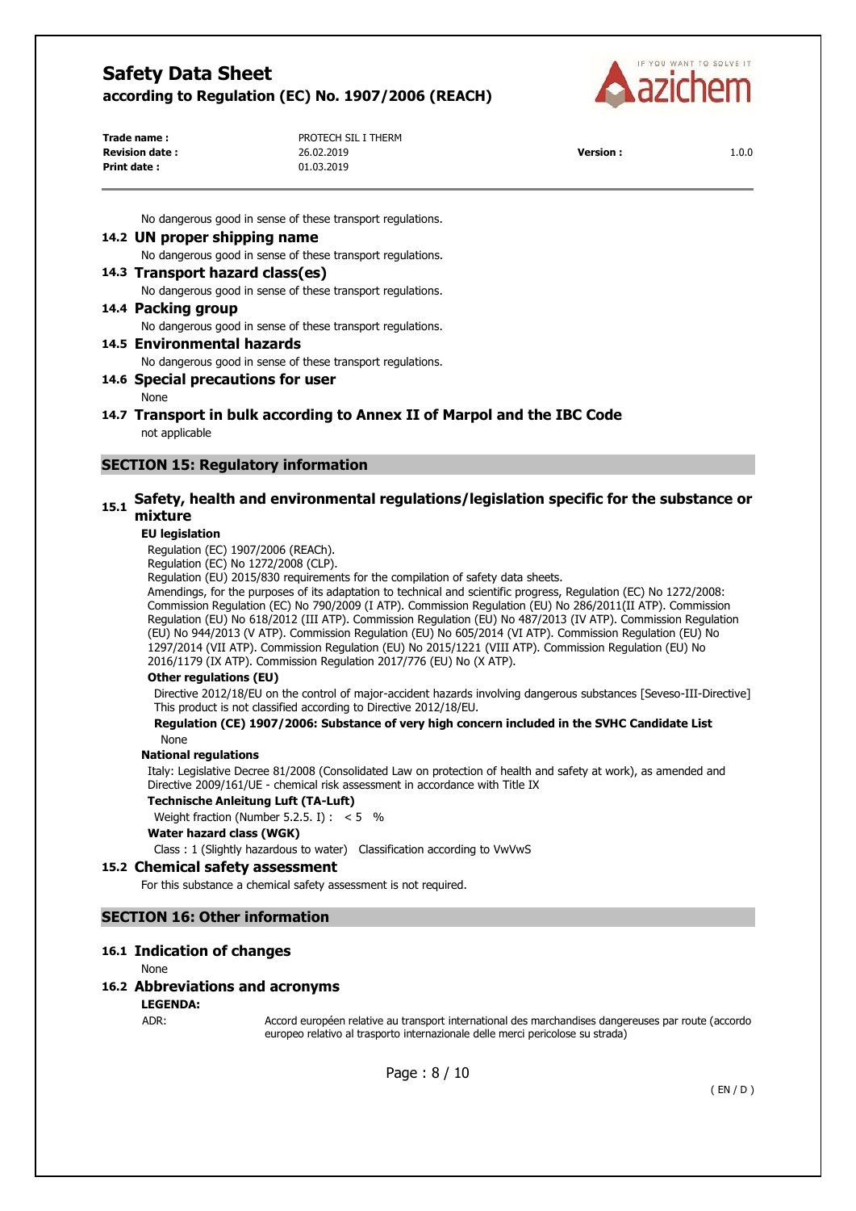No dangerous good in sense of these transport regulations.

### 14.2 UN proper shipping name

No dangerous good in sense of these transport regulations.

### 14.3 Transport hazard class(es)

No dangerous good in sense of these transport regulations.

### 14.4 Packing group

No dangerous good in sense of these transport regulations.

### 14.5 Environmental hazards

No dangerous good in sense of these transport regulations.

### 14.6 Special precautions for user

None

### 14.7 Transport in bulk according to Annex II of Marpol and the IBC Code

not applicable

## SECTION 15: Regulatory information

### 15.1 Safety, health and environmental regulations/legislation specific for the substance or mixture

**EU legislation**

Regulation (EC) 1907/2006 (REACh).
Regulation (EC) No 1272/2008 (CLP).
Regulation (EU) 2015/830 requirements for the compilation of safety data sheets.
Amendings, for the purposes of its adaptation to technical and scientific progress, Regulation (EC) No 1272/2008: Commission Regulation (EC) No 790/2009 (I ATP). Commission Regulation (EU) No 286/2011(II ATP). Commission Regulation (EU) No 618/2012 (III ATP). Commission Regulation (EU) No 487/2013 (IV ATP). Commission Regulation (EU) No 944/2013 (V ATP). Commission Regulation (EU) No 605/2014 (VI ATP). Commission Regulation (EU) No 1297/2014 (VII ATP). Commission Regulation (EU) No 2015/1221 (VIII ATP). Commission Regulation (EU) No 2016/1179 (IX ATP). Commission Regulation 2017/776 (EU) No (X ATP).

**Other regulations (EU)**

Directive 2012/18/EU on the control of major-accident hazards involving dangerous substances [Seveso-III-Directive]
This product is not classified according to Directive 2012/18/EU.

**Regulation (CE) 1907/2006: Substance of very high concern included in the SVHC Candidate List**

None

**National regulations**

Italy: Legislative Decree 81/2008 (Consolidated Law on protection of health and safety at work), as amended and Directive 2009/161/UE - chemical risk assessment in accordance with Title IX

**Technische Anleitung Luft (TA-Luft)**

Weight fraction (Number 5.2.5. I) : < 5 %

**Water hazard class (WGK)**

Class : 1 (Slightly hazardous to water) Classification according to VwVwS

### 15.2 Chemical safety assessment

For this substance a chemical safety assessment is not required.

## SECTION 16: Other information

### 16.1 Indication of changes

None

### 16.2 Abbreviations and acronyms

**LEGENDA:**

ADR: Accord européen relative au transport international des marchandises dangereuses par route (accordo europeo relativo al trasporto internazionale delle merci pericolose su strada)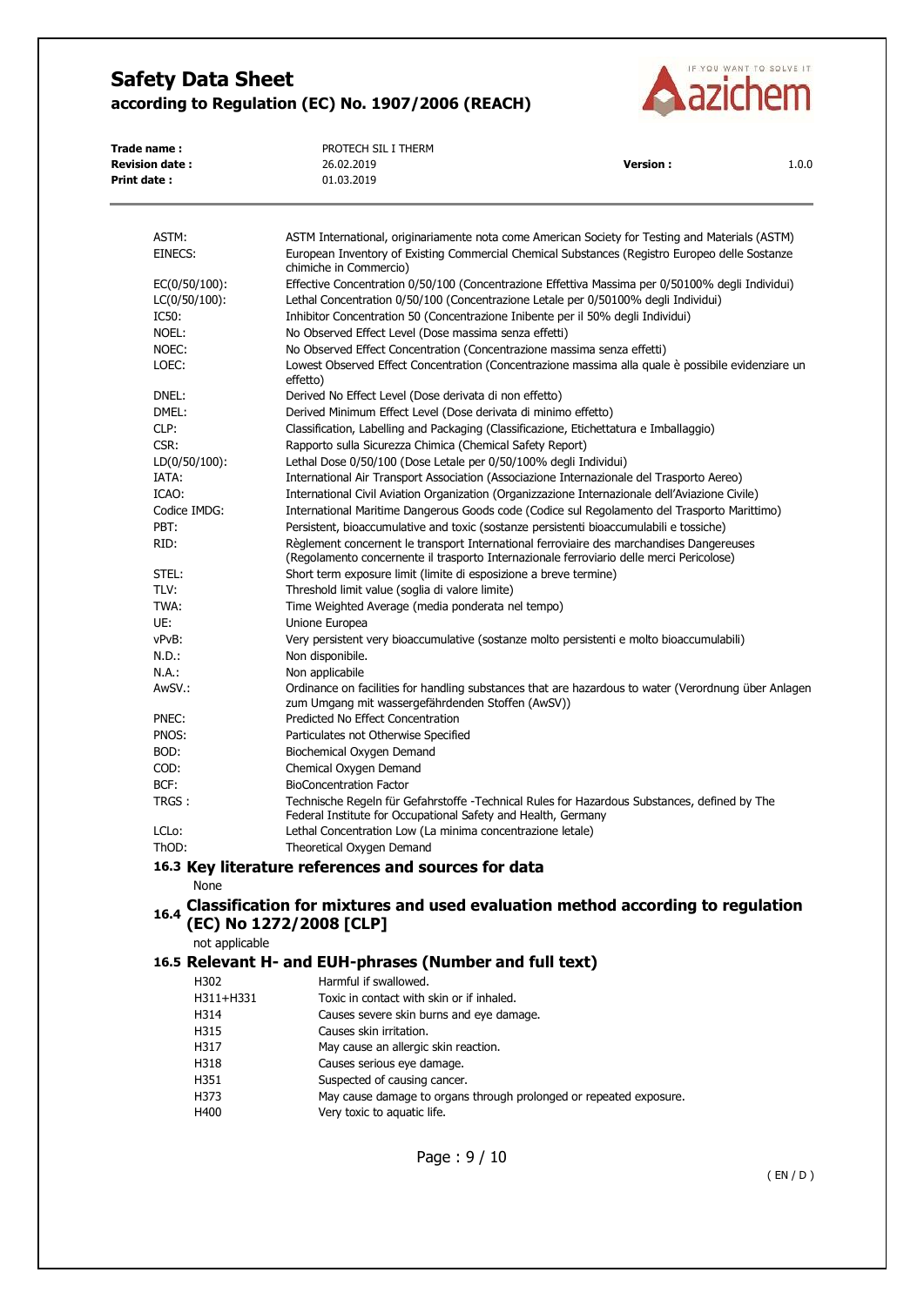| | |
|---|---|
| ASTM: | ASTM International, originariamente nota come American Society for Testing and Materials (ASTM) |
| EINECS: | European Inventory of Existing Commercial Chemical Substances (Registro Europeo delle Sostanze chimiche in Commercio) |
| EC(0/50/100): | Effective Concentration 0/50/100 (Concentrazione Effettiva Massima per 0/50100% degli Individui) |
| LC(0/50/100): | Lethal Concentration 0/50/100 (Concentrazione Letale per 0/50100% degli Individui) |
| IC50: | Inhibitor Concentration 50 (Concentrazione Inibente per il 50% degli Individui) |
| NOEL: | No Observed Effect Level (Dose massima senza effetti) |
| NOEC: | No Observed Effect Concentration (Concentrazione massima senza effetti) |
| LOEC: | Lowest Observed Effect Concentration (Concentrazione massima alla quale è possibile evidenziare un effetto) |
| DNEL: | Derived No Effect Level (Dose derivata di non effetto) |
| DMEL: | Derived Minimum Effect Level (Dose derivata di minimo effetto) |
| CLP: | Classification, Labelling and Packaging (Classificazione, Etichettatura e Imballaggio) |
| CSR: | Rapporto sulla Sicurezza Chimica (Chemical Safety Report) |
| LD(0/50/100): | Lethal Dose 0/50/100 (Dose Letale per 0/50/100% degli Individui) |
| IATA: | International Air Transport Association (Associazione Internazionale del Trasporto Aereo) |
| ICAO: | International Civil Aviation Organization (Organizzazione Internazionale dell'Aviazione Civile) |
| Codice IMDG: | International Maritime Dangerous Goods code (Codice sul Regolamento del Trasporto Marittimo) |
| PBT: | Persistent, bioaccumulative and toxic (sostanze persistenti bioaccumulabili e tossiche) |
| RID: | Règlement concernent le transport International ferroviaire des marchandises Dangereuses (Regolamento concernente il trasporto Internazionale ferroviario delle merci Pericolose) |
| STEL: | Short term exposure limit (limite di esposizione a breve termine) |
| TLV: | Threshold limit value (soglia di valore limite) |
| TWA: | Time Weighted Average (media ponderata nel tempo) |
| UE: | Unione Europea |
| vPvB: | Very persistent very bioaccumulative (sostanze molto persistenti e molto bioaccumulabili) |
| N.D.: | Non disponibile. |
| N.A.: | Non applicabile |
| AwSV.: | Ordinance on facilities for handling substances that are hazardous to water (Verordnung über Anlagen zum Umgang mit wassergefährdenden Stoffen (AwSV)) |
| PNEC: | Predicted No Effect Concentration |
| PNOS: | Particulates not Otherwise Specified |
| BOD: | Biochemical Oxygen Demand |
| COD: | Chemical Oxygen Demand |
| BCF: | BioConcentration Factor |
| TRGS : | Technische Regeln für Gefahrstoffe -Technical Rules for Hazardous Substances, defined by The Federal Institute for Occupational Safety and Health, Germany |
| LCLo: | Lethal Concentration Low (La minima concentrazione letale) |
| ThOD: | Theoretical Oxygen Demand |

## 16.3 Key literature references and sources for data

None

## 16.4 Classification for mixtures and used evaluation method according to regulation (EC) No 1272/2008 [CLP]

not applicable

## 16.5 Relevant H- and EUH-phrases (Number and full text)

| | |
|---|---|
| H302 | Harmful if swallowed. |
| H311+H331 | Toxic in contact with skin or if inhaled. |
| H314 | Causes severe skin burns and eye damage. |
| H315 | Causes skin irritation. |
| H317 | May cause an allergic skin reaction. |
| H318 | Causes serious eye damage. |
| H351 | Suspected of causing cancer. |
| H373 | May cause damage to organs through prolonged or repeated exposure. |
| H400 | Very toxic to aquatic life. |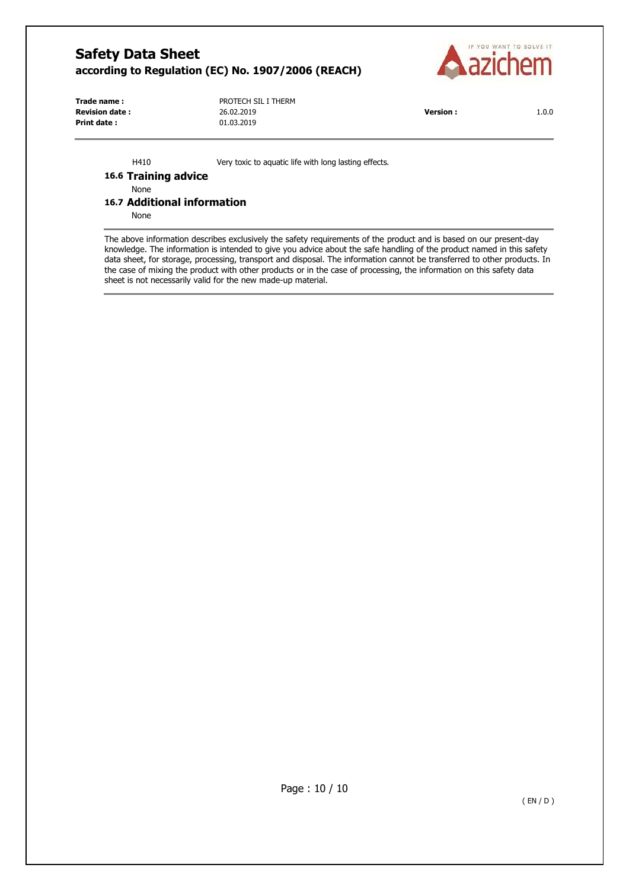H410 Very toxic to aquatic life with long lasting effects.

### 16.6 Training advice

None

### 16.7 Additional information

None

---

The above information describes exclusively the safety requirements of the product and is based on our present-day knowledge. The information is intended to give you advice about the safe handling of the product named in this safety data sheet, for storage, processing, transport and disposal. The information cannot be transferred to other products. In the case of mixing the product with other products or in the case of processing, the information on this safety data sheet is not necessarily valid for the new made-up material.

---

( EN / D )